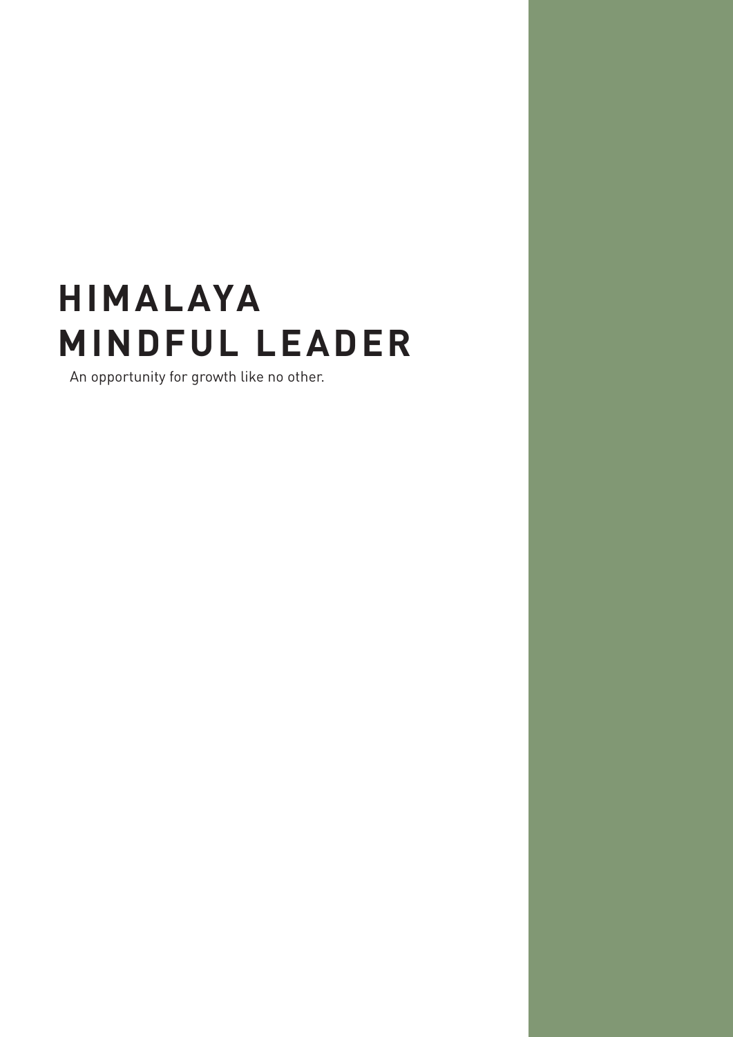# HIMALAYA MINDFUL LEADER

An opportunity for growth like no other.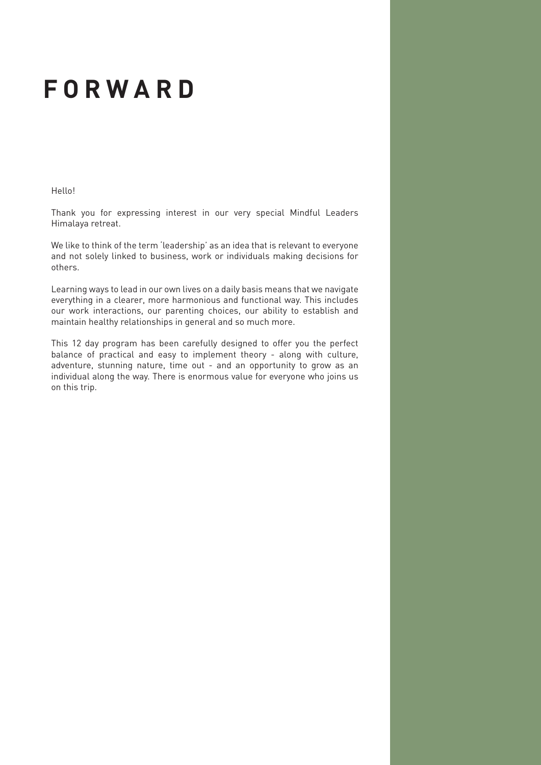# FORWARD

Hello!

Thank you for expressing interest in our very special Mindful Leaders Himalaya retreat.

We like to think of the term 'leadership' as an idea that is relevant to everyone and not solely linked to business, work or individuals making decisions for others.

Learning ways to lead in our own lives on a daily basis means that we navigate everything in a clearer, more harmonious and functional way. This includes our work interactions, our parenting choices, our ability to establish and maintain healthy relationships in general and so much more.

This 12 day program has been carefully designed to offer you the perfect balance of practical and easy to implement theory - along with culture, adventure, stunning nature, time out - and an opportunity to grow as an individual along the way. There is enormous value for everyone who joins us on this trip.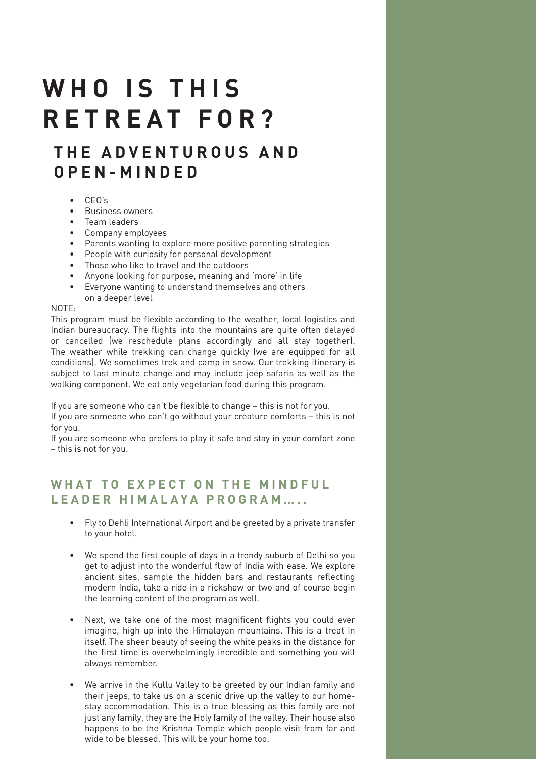# WHO IS THIS RETREAT FOR?

## THE ADVENTUROUS AND OPEN-MINDED

- CEO's
- Business owners
- Team leaders
- Company employees
- Parents wanting to explore more positive parenting strategies
- People with curiosity for personal development
- Those who like to travel and the outdoors
- Anyone looking for purpose, meaning and 'more' in life
- Everyone wanting to understand themselves and others on a deeper level

NOTE:
This program must be flexible according to the weather, local logistics and Indian bureaucracy. The flights into the mountains are quite often delayed or cancelled (we reschedule plans accordingly and all stay together). The weather while trekking can change quickly (we are equipped for all conditions). We sometimes trek and camp in snow. Our trekking itinerary is subject to last minute change and may include jeep safaris as well as the walking component. We eat only vegetarian food during this program.

If you are someone who can't be flexible to change – this is not for you.
If you are someone who can't go without your creature comforts – this is not for you.
If you are someone who prefers to play it safe and stay in your comfort zone – this is not for you.

## WHAT TO EXPECT ON THE MINDFUL LEADER HIMALAYA PROGRAM.....

- Fly to Dehli International Airport and be greeted by a private transfer to your hotel.

- We spend the first couple of days in a trendy suburb of Delhi so you get to adjust into the wonderful flow of India with ease. We explore ancient sites, sample the hidden bars and restaurants reflecting modern India, take a ride in a rickshaw or two and of course begin the learning content of the program as well.

- Next, we take one of the most magnificent flights you could ever imagine, high up into the Himalayan mountains. This is a treat in itself. The sheer beauty of seeing the white peaks in the distance for the first time is overwhelmingly incredible and something you will always remember.

- We arrive in the Kullu Valley to be greeted by our Indian family and their jeeps, to take us on a scenic drive up the valley to our home-stay accommodation. This is a true blessing as this family are not just any family, they are the Holy family of the valley. Their house also happens to be the Krishna Temple which people visit from far and wide to be blessed. This will be your home too.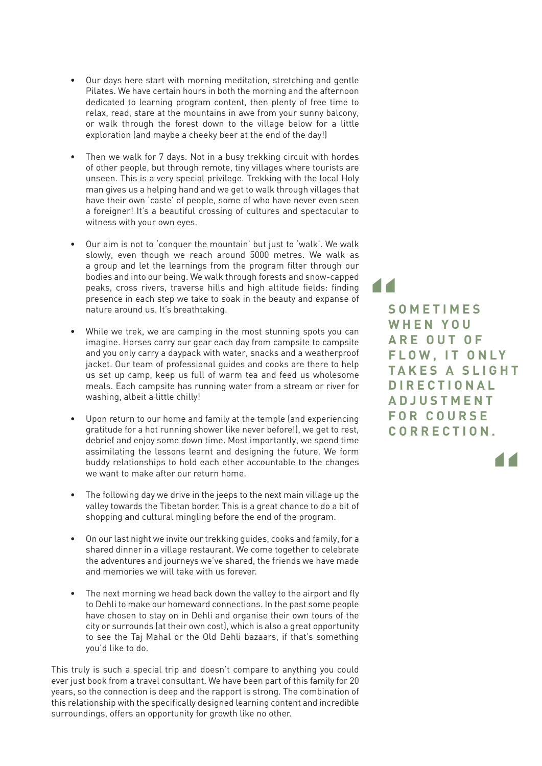- Our days here start with morning meditation, stretching and gentle Pilates. We have certain hours in both the morning and the afternoon dedicated to learning program content, then plenty of free time to relax, read, stare at the mountains in awe from your sunny balcony, or walk through the forest down to the village below for a little exploration (and maybe a cheeky beer at the end of the day!)

- Then we walk for 7 days. Not in a busy trekking circuit with hordes of other people, but through remote, tiny villages where tourists are unseen. This is a very special privilege. Trekking with the local Holy man gives us a helping hand and we get to walk through villages that have their own 'caste' of people, some of who have never even seen a foreigner! It's a beautiful crossing of cultures and spectacular to witness with your own eyes.

- Our aim is not to 'conquer the mountain' but just to 'walk'. We walk slowly, even though we reach around 5000 metres. We walk as a group and let the learnings from the program filter through our bodies and into our being. We walk through forests and snow-capped peaks, cross rivers, traverse hills and high altitude fields: finding presence in each step we take to soak in the beauty and expanse of nature around us. It's breathtaking.

- While we trek, we are camping in the most stunning spots you can imagine. Horses carry our gear each day from campsite to campsite and you only carry a daypack with water, snacks and a weatherproof jacket. Our team of professional guides and cooks are there to help us set up camp, keep us full of warm tea and feed us wholesome meals. Each campsite has running water from a stream or river for washing, albeit a little chilly!

- Upon return to our home and family at the temple (and experiencing gratitude for a hot running shower like never before!), we get to rest, debrief and enjoy some down time. Most importantly, we spend time assimilating the lessons learnt and designing the future. We form buddy relationships to hold each other accountable to the changes we want to make after our return home.

- The following day we drive in the jeeps to the next main village up the valley towards the Tibetan border. This is a great chance to do a bit of shopping and cultural mingling before the end of the program.

- On our last night we invite our trekking guides, cooks and family, for a shared dinner in a village restaurant. We come together to celebrate the adventures and journeys we've shared, the friends we have made and memories we will take with us forever.

- The next morning we head back down the valley to the airport and fly to Dehli to make our homeward connections. In the past some people have chosen to stay on in Dehli and organise their own tours of the city or surrounds (at their own cost), which is also a great opportunity to see the Taj Mahal or the Old Dehli bazaars, if that's something you'd like to do.

> **SOMETIMES WHEN YOU ARE OUT OF FLOW, IT ONLY TAKES A SLIGHT DIRECTIONAL ADJUSTMENT FOR COURSE CORRECTION.**

This truly is such a special trip and doesn't compare to anything you could ever just book from a travel consultant. We have been part of this family for 20 years, so the connection is deep and the rapport is strong. The combination of this relationship with the specifically designed learning content and incredible surroundings, offers an opportunity for growth like no other.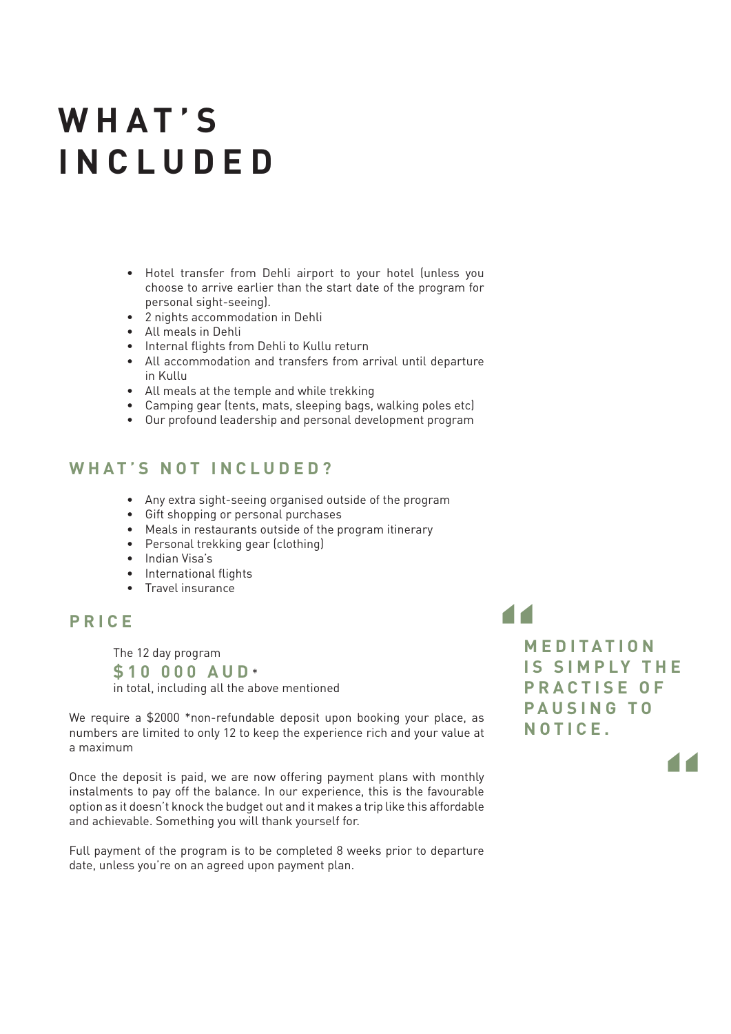# WHAT'S INCLUDED

- Hotel transfer from Dehli airport to your hotel (unless you choose to arrive earlier than the start date of the program for personal sight-seeing).
- 2 nights accommodation in Dehli
- All meals in Dehli
- Internal flights from Dehli to Kullu return
- All accommodation and transfers from arrival until departure in Kullu
- All meals at the temple and while trekking
- Camping gear (tents, mats, sleeping bags, walking poles etc)
- Our profound leadership and personal development program

## WHAT'S NOT INCLUDED?

- Any extra sight-seeing organised outside of the program
- Gift shopping or personal purchases
- Meals in restaurants outside of the program itinerary
- Personal trekking gear (clothing)
- Indian Visa's
- International flights
- Travel insurance

## PRICE

The 12 day program
**$10 000 AUD***
in total, including all the above mentioned

We require a $2000 *non-refundable deposit upon booking your place, as numbers are limited to only 12 to keep the experience rich and your value at a maximum

Once the deposit is paid, we are now offering payment plans with monthly instalments to pay off the balance. In our experience, this is the favourable option as it doesn't knock the budget out and it makes a trip like this affordable and achievable. Something you will thank yourself for.

Full payment of the program is to be completed 8 weeks prior to departure date, unless you're on an agreed upon payment plan.

> **MEDITATION IS SIMPLY THE PRACTISE OF PAUSING TO NOTICE.**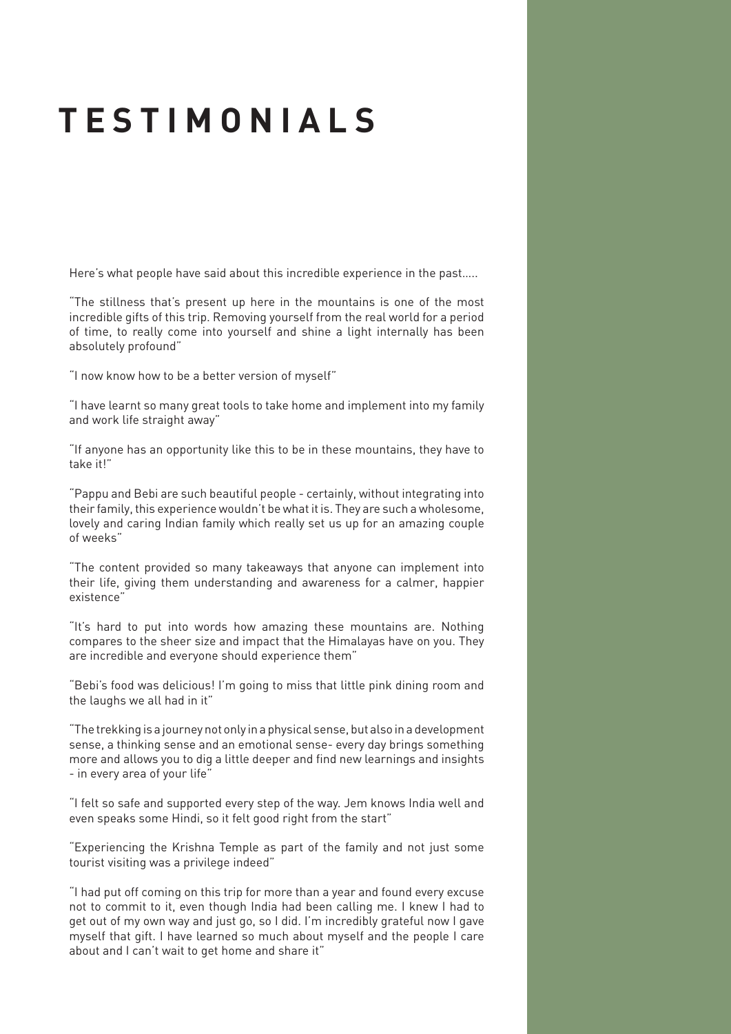# TESTIMONIALS

Here's what people have said about this incredible experience in the past.....

"The stillness that's present up here in the mountains is one of the most incredible gifts of this trip. Removing yourself from the real world for a period of time, to really come into yourself and shine a light internally has been absolutely profound"

"I now know how to be a better version of myself"

"I have learnt so many great tools to take home and implement into my family and work life straight away"

"If anyone has an opportunity like this to be in these mountains, they have to take it!"

"Pappu and Bebi are such beautiful people - certainly, without integrating into their family, this experience wouldn't be what it is. They are such a wholesome, lovely and caring Indian family which really set us up for an amazing couple of weeks"

"The content provided so many takeaways that anyone can implement into their life, giving them understanding and awareness for a calmer, happier existence"

"It's hard to put into words how amazing these mountains are. Nothing compares to the sheer size and impact that the Himalayas have on you. They are incredible and everyone should experience them"

"Bebi's food was delicious! I'm going to miss that little pink dining room and the laughs we all had in it"

"The trekking is a journey not only in a physical sense, but also in a development sense, a thinking sense and an emotional sense- every day brings something more and allows you to dig a little deeper and find new learnings and insights - in every area of your life"

"I felt so safe and supported every step of the way. Jem knows India well and even speaks some Hindi, so it felt good right from the start"

"Experiencing the Krishna Temple as part of the family and not just some tourist visiting was a privilege indeed"

"I had put off coming on this trip for more than a year and found every excuse not to commit to it, even though India had been calling me. I knew I had to get out of my own way and just go, so I did. I'm incredibly grateful now I gave myself that gift. I have learned so much about myself and the people I care about and I can't wait to get home and share it"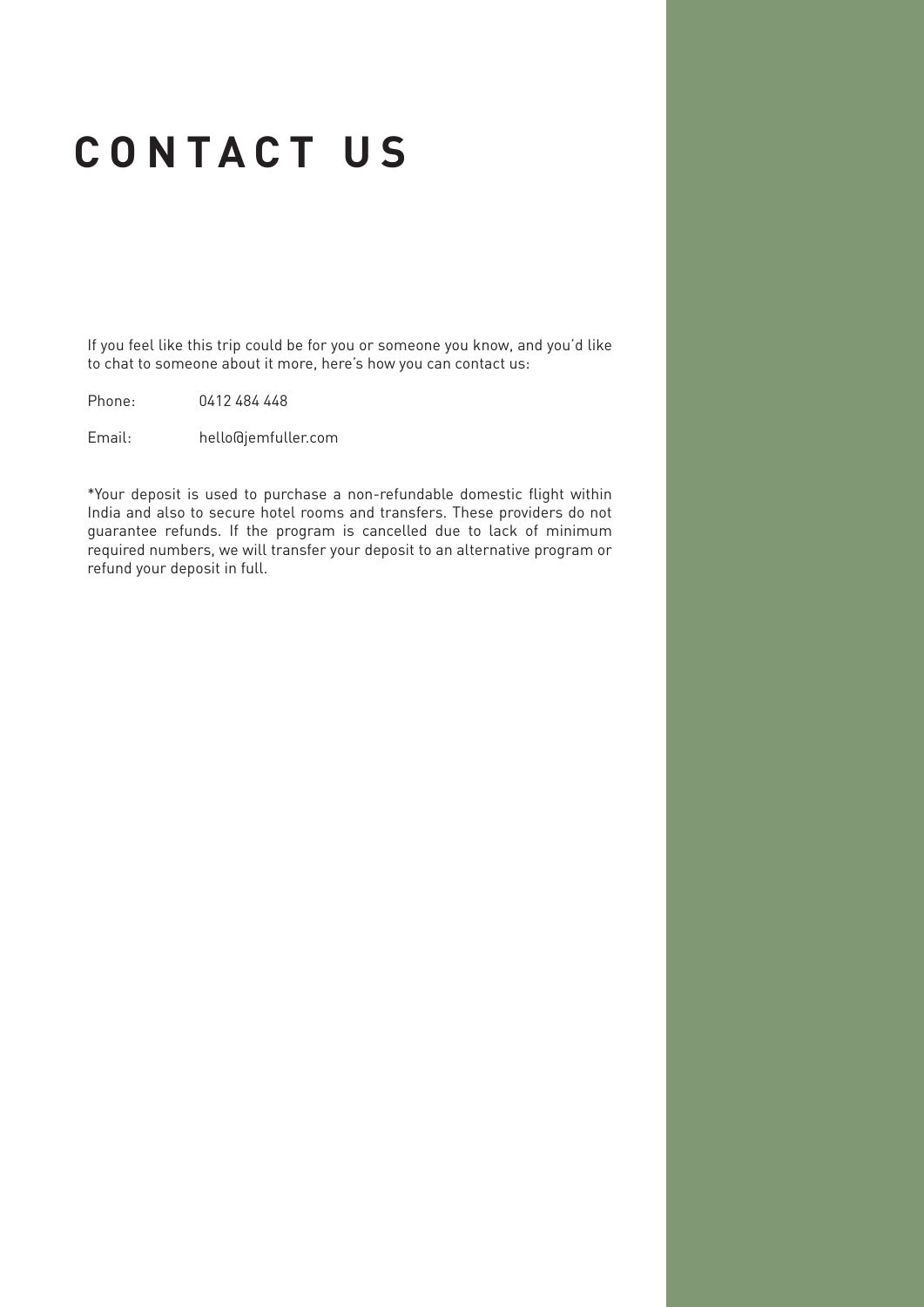# CONTACT US

If you feel like this trip could be for you or someone you know, and you'd like to chat to someone about it more, here's how you can contact us:

Phone: 0412 484 448

Email: hello@jemfuller.com

*Your deposit is used to purchase a non-refundable domestic flight within India and also to secure hotel rooms and transfers. These providers do not guarantee refunds. If the program is cancelled due to lack of minimum required numbers, we will transfer your deposit to an alternative program or refund your deposit in full.